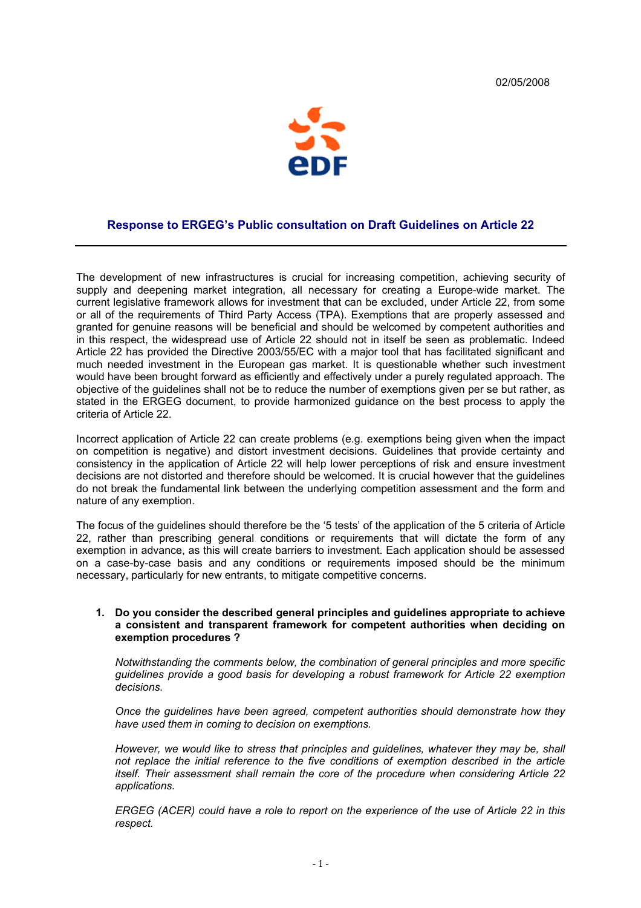02/05/2008

## Response to ERGEG's Public consultation on Draft Guidelines on Article 22

The development of new infrastructures is crucial for increasing competition, achieving security of supply and deepening market integration, all necessary for creating a Europe-wide market. The current legislative framework allows for investment that can be excluded, under Article 22, from some or all of the requirements of Third Party Access (TPA). Exemptions that are properly assessed and granted for genuine reasons will be beneficial and should be welcomed by competent authorities and in this respect, the widespread use of Article 22 should not in itself be seen as problematic. Indeed Article 22 has provided the Directive 2003/55/EC with a major tool that has facilitated significant and much needed investment in the European gas market. It is questionable whether such investment would have been brought forward as efficiently and effectively under a purely regulated approach. The objective of the guidelines shall not be to reduce the number of exemptions given per se but rather, as stated in the ERGEG document, to provide harmonized guidance on the best process to apply the criteria of Article 22.

Incorrect application of Article 22 can create problems (e.g. exemptions being given when the impact on competition is negative) and distort investment decisions. Guidelines that provide certainty and consistency in the application of Article 22 will help lower perceptions of risk and ensure investment decisions are not distorted and therefore should be welcomed. It is crucial however that the guidelines do not break the fundamental link between the underlying competition assessment and the form and nature of any exemption.

The focus of the guidelines should therefore be the '5 tests' of the application of the 5 criteria of Article 22, rather than prescribing general conditions or requirements that will dictate the form of any exemption in advance, as this will create barriers to investment. Each application should be assessed on a case-by-case basis and any conditions or requirements imposed should be the minimum necessary, particularly for new entrants, to mitigate competitive concerns.

1. **Do you consider the described general principles and guidelines appropriate to achieve a consistent and transparent framework for competent authorities when deciding on exemption procedures ?**

   *Notwithstanding the comments below, the combination of general principles and more specific guidelines provide a good basis for developing a robust framework for Article 22 exemption decisions.*

   *Once the guidelines have been agreed, competent authorities should demonstrate how they have used them in coming to decision on exemptions.*

   *However, we would like to stress that principles and guidelines, whatever they may be, shall not replace the initial reference to the five conditions of exemption described in the article itself. Their assessment shall remain the core of the procedure when considering Article 22 applications.*

   *ERGEG (ACER) could have a role to report on the experience of the use of Article 22 in this respect.*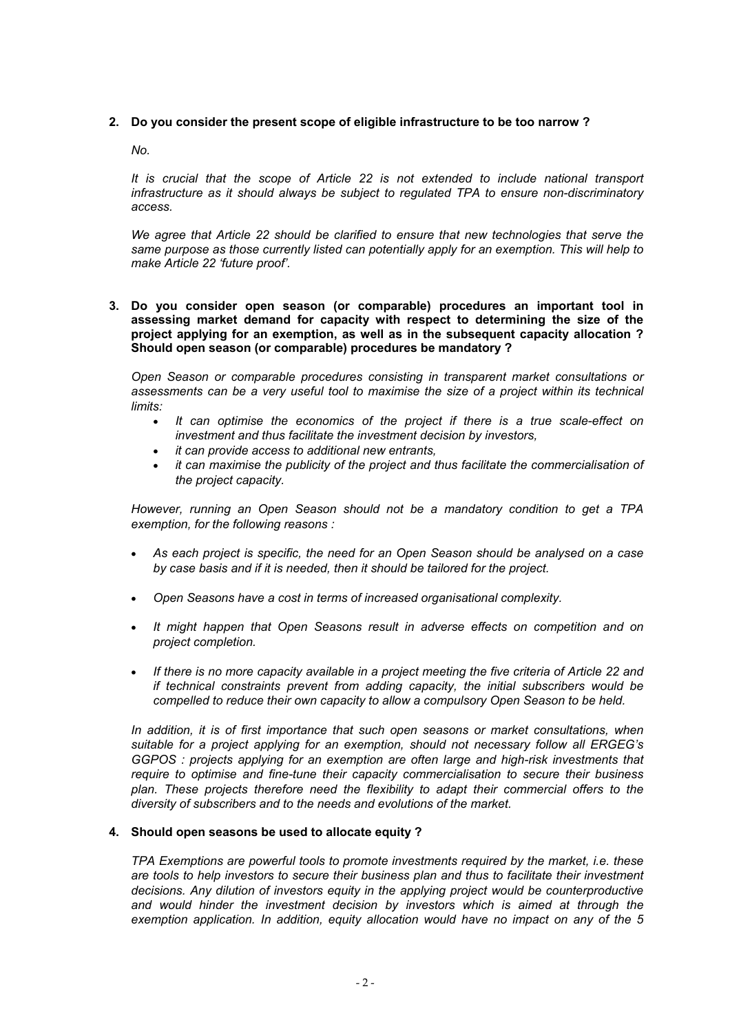**2. Do you consider the present scope of eligible infrastructure to be too narrow ?**

*No.*

*It is crucial that the scope of Article 22 is not extended to include national transport infrastructure as it should always be subject to regulated TPA to ensure non-discriminatory access.*

*We agree that Article 22 should be clarified to ensure that new technologies that serve the same purpose as those currently listed can potentially apply for an exemption. This will help to make Article 22 'future proof'.*

**3. Do you consider open season (or comparable) procedures an important tool in assessing market demand for capacity with respect to determining the size of the project applying for an exemption, as well as in the subsequent capacity allocation ? Should open season (or comparable) procedures be mandatory ?**

*Open Season or comparable procedures consisting in transparent market consultations or assessments can be a very useful tool to maximise the size of a project within its technical limits:*

- *It can optimise the economics of the project if there is a true scale-effect on investment and thus facilitate the investment decision by investors,*
- *it can provide access to additional new entrants,*
- *it can maximise the publicity of the project and thus facilitate the commercialisation of the project capacity.*

*However, running an Open Season should not be a mandatory condition to get a TPA exemption, for the following reasons :*

- *As each project is specific, the need for an Open Season should be analysed on a case by case basis and if it is needed, then it should be tailored for the project.*
- *Open Seasons have a cost in terms of increased organisational complexity.*
- *It might happen that Open Seasons result in adverse effects on competition and on project completion.*
- *If there is no more capacity available in a project meeting the five criteria of Article 22 and if technical constraints prevent from adding capacity, the initial subscribers would be compelled to reduce their own capacity to allow a compulsory Open Season to be held.*

*In addition, it is of first importance that such open seasons or market consultations, when suitable for a project applying for an exemption, should not necessary follow all ERGEG's GGPOS : projects applying for an exemption are often large and high-risk investments that require to optimise and fine-tune their capacity commercialisation to secure their business plan. These projects therefore need the flexibility to adapt their commercial offers to the diversity of subscribers and to the needs and evolutions of the market.*

**4. Should open seasons be used to allocate equity ?**

*TPA Exemptions are powerful tools to promote investments required by the market, i.e. these are tools to help investors to secure their business plan and thus to facilitate their investment decisions. Any dilution of investors equity in the applying project would be counterproductive and would hinder the investment decision by investors which is aimed at through the exemption application. In addition, equity allocation would have no impact on any of the 5*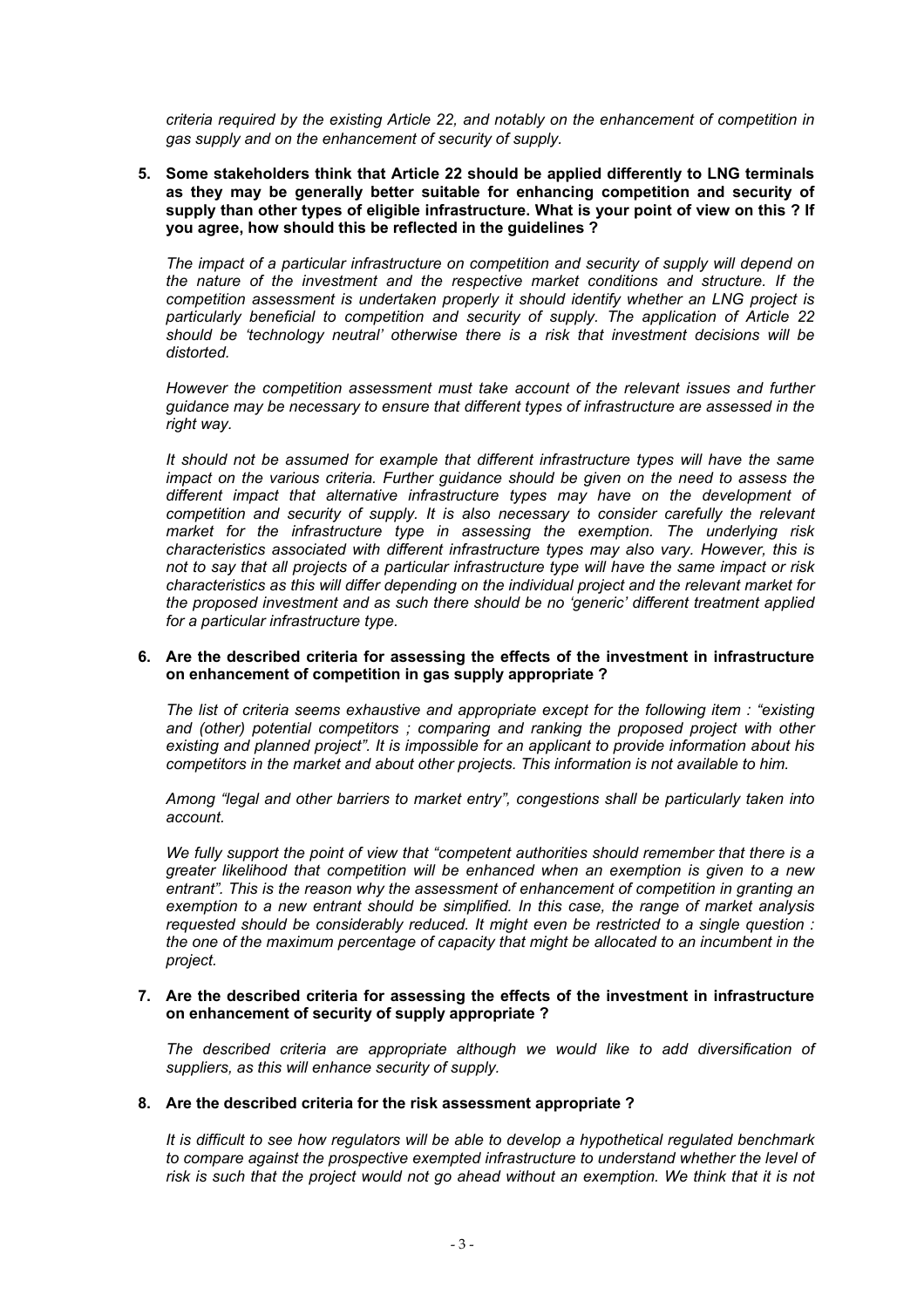*criteria required by the existing Article 22, and notably on the enhancement of competition in gas supply and on the enhancement of security of supply.*

**5. Some stakeholders think that Article 22 should be applied differently to LNG terminals as they may be generally better suitable for enhancing competition and security of supply than other types of eligible infrastructure. What is your point of view on this ? If you agree, how should this be reflected in the guidelines ?**

*The impact of a particular infrastructure on competition and security of supply will depend on the nature of the investment and the respective market conditions and structure. If the competition assessment is undertaken properly it should identify whether an LNG project is particularly beneficial to competition and security of supply. The application of Article 22 should be 'technology neutral' otherwise there is a risk that investment decisions will be distorted.*

*However the competition assessment must take account of the relevant issues and further guidance may be necessary to ensure that different types of infrastructure are assessed in the right way.*

*It should not be assumed for example that different infrastructure types will have the same impact on the various criteria. Further guidance should be given on the need to assess the different impact that alternative infrastructure types may have on the development of competition and security of supply. It is also necessary to consider carefully the relevant market for the infrastructure type in assessing the exemption. The underlying risk characteristics associated with different infrastructure types may also vary. However, this is not to say that all projects of a particular infrastructure type will have the same impact or risk characteristics as this will differ depending on the individual project and the relevant market for the proposed investment and as such there should be no 'generic' different treatment applied for a particular infrastructure type.*

**6. Are the described criteria for assessing the effects of the investment in infrastructure on enhancement of competition in gas supply appropriate ?**

*The list of criteria seems exhaustive and appropriate except for the following item : "existing and (other) potential competitors ; comparing and ranking the proposed project with other existing and planned project". It is impossible for an applicant to provide information about his competitors in the market and about other projects. This information is not available to him.*

*Among "legal and other barriers to market entry", congestions shall be particularly taken into account.*

*We fully support the point of view that "competent authorities should remember that there is a greater likelihood that competition will be enhanced when an exemption is given to a new entrant". This is the reason why the assessment of enhancement of competition in granting an exemption to a new entrant should be simplified. In this case, the range of market analysis requested should be considerably reduced. It might even be restricted to a single question : the one of the maximum percentage of capacity that might be allocated to an incumbent in the project.*

**7. Are the described criteria for assessing the effects of the investment in infrastructure on enhancement of security of supply appropriate ?**

*The described criteria are appropriate although we would like to add diversification of suppliers, as this will enhance security of supply.*

**8. Are the described criteria for the risk assessment appropriate ?**

*It is difficult to see how regulators will be able to develop a hypothetical regulated benchmark to compare against the prospective exempted infrastructure to understand whether the level of risk is such that the project would not go ahead without an exemption. We think that it is not*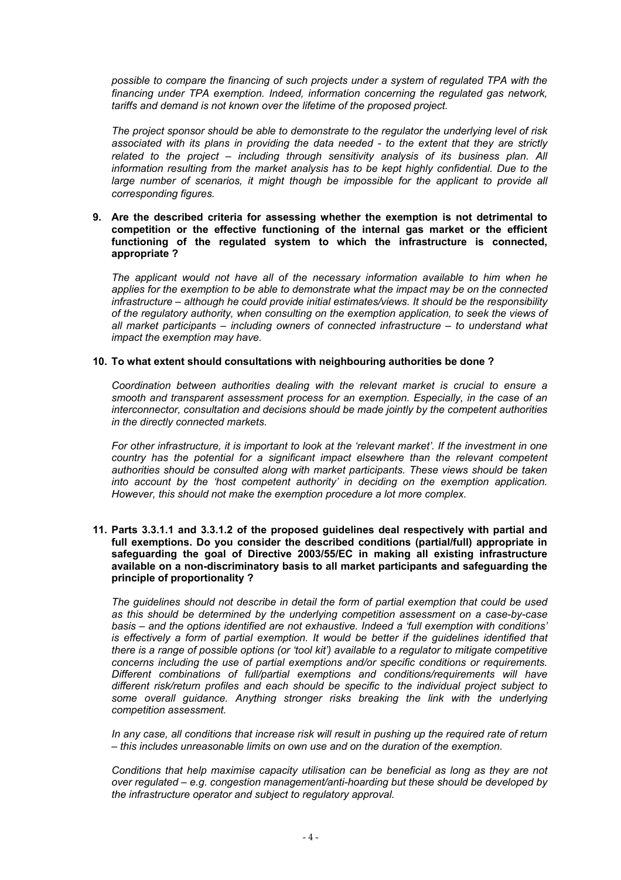*possible to compare the financing of such projects under a system of regulated TPA with the financing under TPA exemption. Indeed, information concerning the regulated gas network, tariffs and demand is not known over the lifetime of the proposed project.*

*The project sponsor should be able to demonstrate to the regulator the underlying level of risk associated with its plans in providing the data needed - to the extent that they are strictly related to the project – including through sensitivity analysis of its business plan. All information resulting from the market analysis has to be kept highly confidential. Due to the large number of scenarios, it might though be impossible for the applicant to provide all corresponding figures.*

**9. Are the described criteria for assessing whether the exemption is not detrimental to competition or the effective functioning of the internal gas market or the efficient functioning of the regulated system to which the infrastructure is connected, appropriate ?**

*The applicant would not have all of the necessary information available to him when he applies for the exemption to be able to demonstrate what the impact may be on the connected infrastructure – although he could provide initial estimates/views. It should be the responsibility of the regulatory authority, when consulting on the exemption application, to seek the views of all market participants – including owners of connected infrastructure – to understand what impact the exemption may have.*

**10. To what extent should consultations with neighbouring authorities be done ?**

*Coordination between authorities dealing with the relevant market is crucial to ensure a smooth and transparent assessment process for an exemption. Especially, in the case of an interconnector, consultation and decisions should be made jointly by the competent authorities in the directly connected markets.*

*For other infrastructure, it is important to look at the 'relevant market'. If the investment in one country has the potential for a significant impact elsewhere than the relevant competent authorities should be consulted along with market participants. These views should be taken into account by the 'host competent authority' in deciding on the exemption application. However, this should not make the exemption procedure a lot more complex.*

**11. Parts 3.3.1.1 and 3.3.1.2 of the proposed guidelines deal respectively with partial and full exemptions. Do you consider the described conditions (partial/full) appropriate in safeguarding the goal of Directive 2003/55/EC in making all existing infrastructure available on a non-discriminatory basis to all market participants and safeguarding the principle of proportionality ?**

*The guidelines should not describe in detail the form of partial exemption that could be used as this should be determined by the underlying competition assessment on a case-by-case basis – and the options identified are not exhaustive. Indeed a 'full exemption with conditions' is effectively a form of partial exemption. It would be better if the guidelines identified that there is a range of possible options (or 'tool kit') available to a regulator to mitigate competitive concerns including the use of partial exemptions and/or specific conditions or requirements. Different combinations of full/partial exemptions and conditions/requirements will have different risk/return profiles and each should be specific to the individual project subject to some overall guidance. Anything stronger risks breaking the link with the underlying competition assessment.*

*In any case, all conditions that increase risk will result in pushing up the required rate of return – this includes unreasonable limits on own use and on the duration of the exemption.*

*Conditions that help maximise capacity utilisation can be beneficial as long as they are not over regulated – e.g. congestion management/anti-hoarding but these should be developed by the infrastructure operator and subject to regulatory approval.*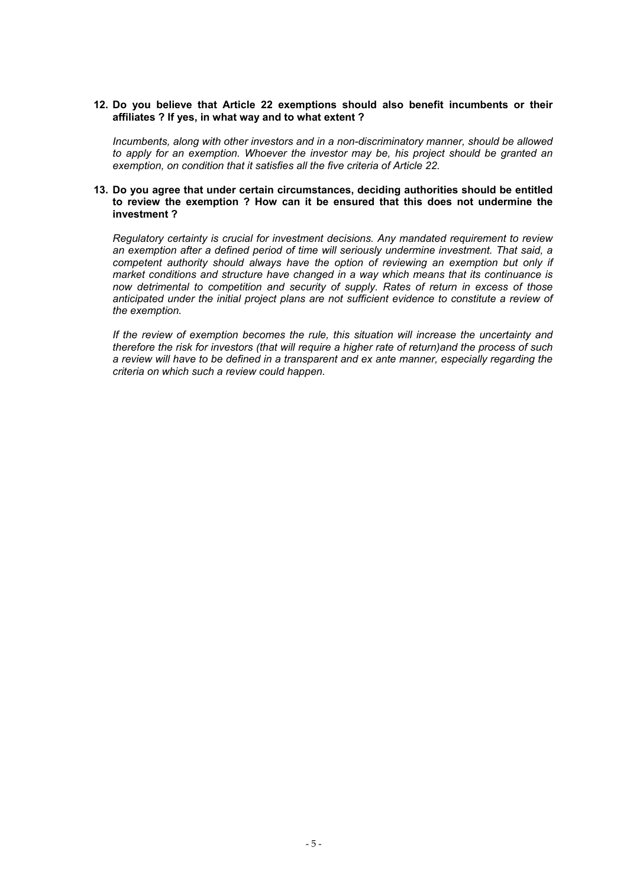**12. Do you believe that Article 22 exemptions should also benefit incumbents or their affiliates ? If yes, in what way and to what extent ?**

*Incumbents, along with other investors and in a non-discriminatory manner, should be allowed to apply for an exemption. Whoever the investor may be, his project should be granted an exemption, on condition that it satisfies all the five criteria of Article 22.*

**13. Do you agree that under certain circumstances, deciding authorities should be entitled to review the exemption ? How can it be ensured that this does not undermine the investment ?**

*Regulatory certainty is crucial for investment decisions. Any mandated requirement to review an exemption after a defined period of time will seriously undermine investment. That said, a competent authority should always have the option of reviewing an exemption but only if market conditions and structure have changed in a way which means that its continuance is now detrimental to competition and security of supply. Rates of return in excess of those anticipated under the initial project plans are not sufficient evidence to constitute a review of the exemption.*

*If the review of exemption becomes the rule, this situation will increase the uncertainty and therefore the risk for investors (that will require a higher rate of return)and the process of such a review will have to be defined in a transparent and ex ante manner, especially regarding the criteria on which such a review could happen.*